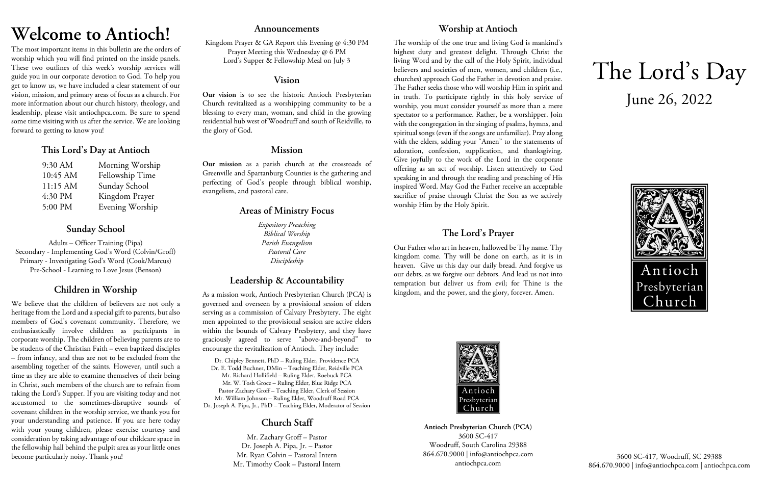# Welcome to Antioch!

The most important items in this bulletin are the orders of worship which you will find printed on the inside panels. These two outlines of this week's worship services will guide you in our corporate devotion to God. To help you get to know us, we have included a clear statement of our vision, mission, and primary areas of focus as a church. For more information about our church history, theology, and leadership, please visit antiochpca.com. Be sure to spend some time visiting with us after the service. We are looking forward to getting to know you!

## This Lord's Day at Antioch

| | |
|---|---|
| 9:30 AM | Morning Worship |
| 10:45 AM | Fellowship Time |
| 11:15 AM | Sunday School |
| 4:30 PM | Kingdom Prayer |
| 5:00 PM | Evening Worship |

## Sunday School

Adults – Officer Training (Pipa)
Secondary - Implementing God's Word (Colvin/Groff)
Primary - Investigating God's Word (Cook/Marcus)
Pre-School - Learning to Love Jesus (Benson)

## Children in Worship

We believe that the children of believers are not only a heritage from the Lord and a special gift to parents, but also members of God's covenant community. Therefore, we enthusiastically involve children as participants in corporate worship. The children of believing parents are to be students of the Christian Faith – even baptized disciples – from infancy, and thus are not to be excluded from the assembling together of the saints. However, until such a time as they are able to examine themselves of their being in Christ, such members of the church are to refrain from taking the Lord's Supper. If you are visiting today and not accustomed to the sometimes-disruptive sounds of covenant children in the worship service, we thank you for your understanding and patience. If you are here today with your young children, please exercise courtesy and consideration by taking advantage of our childcare space in the fellowship hall behind the pulpit area as your little ones become particularly noisy. Thank you!

## Announcements

Kingdom Prayer & GA Report this Evening @ 4:30 PM
Prayer Meeting this Wednesday @ 6 PM
Lord's Supper & Fellowship Meal on July 3

## Vision

**Our vision** is to see the historic Antioch Presbyterian Church revitalized as a worshipping community to be a blessing to every man, woman, and child in the growing residential hub west of Woodruff and south of Reidville, to the glory of God.

## Mission

**Our mission** as a parish church at the crossroads of Greenville and Spartanburg Counties is the gathering and perfecting of God's people through biblical worship, evangelism, and pastoral care.

## Areas of Ministry Focus

*Expository Preaching*
*Biblical Worship*
*Parish Evangelism*
*Pastoral Care*
*Discipleship*

## Leadership & Accountability

As a mission work, Antioch Presbyterian Church (PCA) is governed and overseen by a provisional session of elders serving as a commission of Calvary Presbytery. The eight men appointed to the provisional session are active elders within the bounds of Calvary Presbytery, and they have graciously agreed to serve "above-and-beyond" to encourage the revitalization of Antioch. They include:

Dr. Chipley Bennett, PhD – Ruling Elder, Providence PCA
Dr. E. Todd Buchner, DMin – Teaching Elder, Reidville PCA
Mr. Richard Hollifield – Ruling Elder, Roebuck PCA
Mr. W. Tosh Groce – Ruling Elder, Blue Ridge PCA
Pastor Zachary Groff – Teaching Elder, Clerk of Session
Mr. William Johnson – Ruling Elder, Woodruff Road PCA
Dr. Joseph A. Pipa, Jr., PhD – Teaching Elder, Moderator of Session

## Church Staff

Mr. Zachary Groff – Pastor
Dr. Joseph A. Pipa, Jr. – Pastor
Mr. Ryan Colvin – Pastoral Intern
Mr. Timothy Cook – Pastoral Intern

## Worship at Antioch

The worship of the one true and living God is mankind's highest duty and greatest delight. Through Christ the living Word and by the call of the Holy Spirit, individual believers and societies of men, women, and children (i.e., churches) approach God the Father in devotion and praise. The Father seeks those who will worship Him in spirit and in truth. To participate rightly in this holy service of worship, you must consider yourself as more than a mere spectator to a performance. Rather, be a worshipper. Join with the congregation in the singing of psalms, hymns, and spiritual songs (even if the songs are unfamiliar). Pray along with the elders, adding your "Amen" to the statements of adoration, confession, supplication, and thanksgiving. Give joyfully to the work of the Lord in the corporate offering as an act of worship. Listen attentively to God speaking in and through the reading and preaching of His inspired Word. May God the Father receive an acceptable sacrifice of praise through Christ the Son as we actively worship Him by the Holy Spirit.

## The Lord's Prayer

Our Father who art in heaven, hallowed be Thy name. Thy kingdom come. Thy will be done on earth, as it is in heaven. Give us this day our daily bread. And forgive us our debts, as we forgive our debtors. And lead us not into temptation but deliver us from evil; for Thine is the kingdom, and the power, and the glory, forever. Amen.

Antioch Presbyterian Church

**Antioch Presbyterian Church (PCA)**
3600 SC-417
Woodruff, South Carolina 29388
864.670.9000 | info@antiochpca.com
antiochpca.com

# The Lord's Day

June 26, 2022

Antioch Presbyterian Church

3600 SC-417, Woodruff, SC 29388
864.670.9000 | info@antiochpca.com | antiochpca.com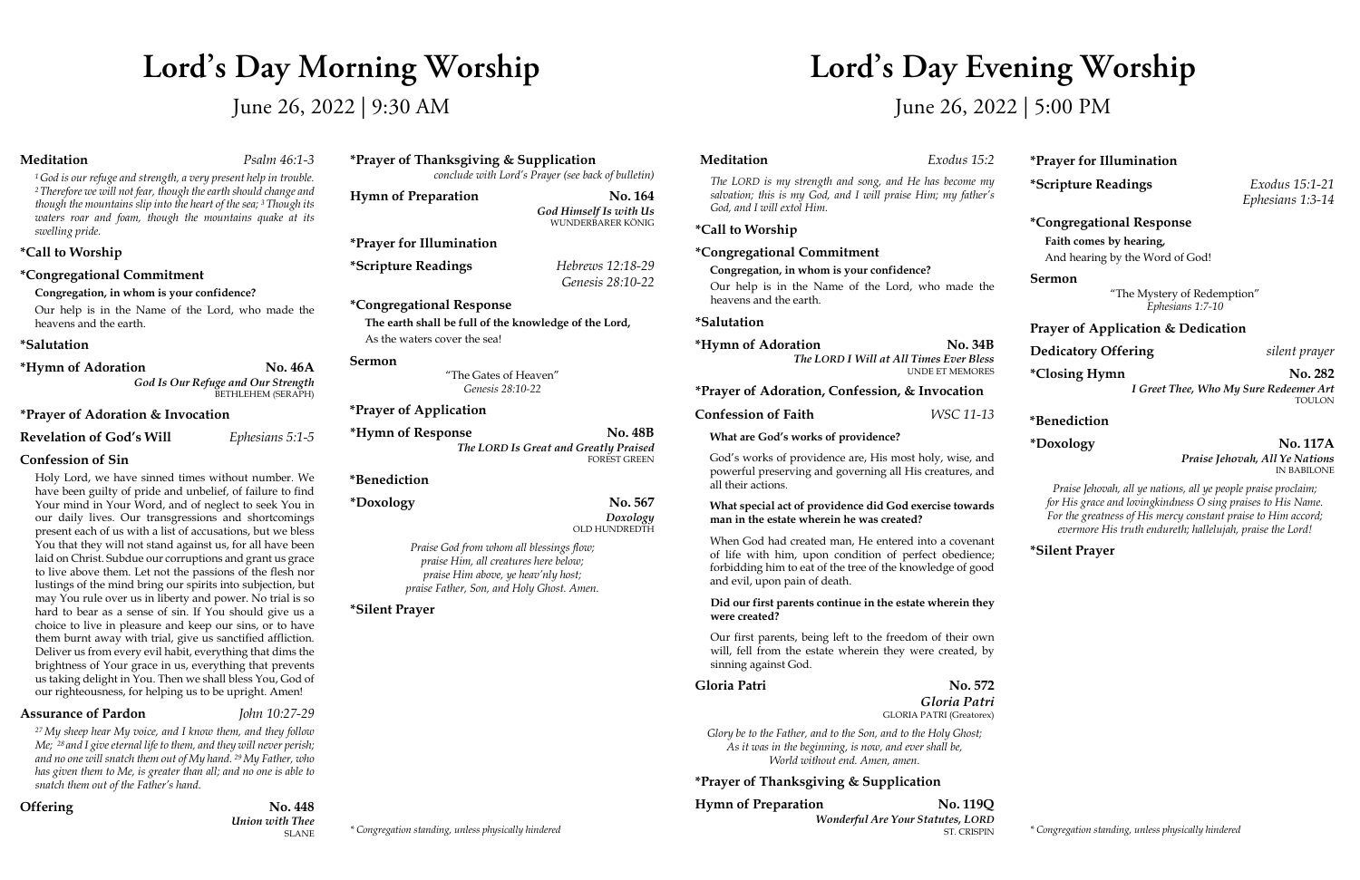# Lord's Day Morning Worship

June 26, 2022 | 9:30 AM

**Meditation** *Psalm 46:1-3*

*[1] God is our refuge and strength, a very present help in trouble. [2] Therefore we will not fear, though the earth should change and though the mountains slip into the heart of the sea; [3] Though its waters roar and foam, though the mountains quake at its swelling pride.*

**\*Call to Worship**

**\*Congregational Commitment**

**Congregation, in whom is your confidence?**

Our help is in the Name of the Lord, who made the heavens and the earth.

**\*Salutation**

**\*Hymn of Adoration** **No. 46A**
***God Is Our Refuge and Our Strength***
BETHLEHEM (SERAPH)

**\*Prayer of Adoration & Invocation**

**Revelation of God's Will** *Ephesians 5:1-5*

**Confession of Sin**

Holy Lord, we have sinned times without number. We have been guilty of pride and unbelief, of failure to find Your mind in Your Word, and of neglect to seek You in our daily lives. Our transgressions and shortcomings present each of us with a list of accusations, but we bless You that they will not stand against us, for all have been laid on Christ. Subdue our corruptions and grant us grace to live above them. Let not the passions of the flesh nor lustings of the mind bring our spirits into subjection, but may You rule over us in liberty and power. No trial is so hard to bear as a sense of sin. If You should give us a choice to live in pleasure and keep our sins, or to have them burnt away with trial, give us sanctified affliction. Deliver us from every evil habit, everything that dims the brightness of Your grace in us, everything that prevents us taking delight in You. Then we shall bless You, God of our righteousness, for helping us to be upright. Amen!

**Assurance of Pardon** *John 10:27-29*

*[27] My sheep hear My voice, and I know them, and they follow Me; [28] and I give eternal life to them, and they will never perish; and no one will snatch them out of My hand. [29] My Father, who has given them to Me, is greater than all; and no one is able to snatch them out of the Father's hand.*

**Offering** **No. 448**
***Union with Thee***
SLANE

**\*Prayer of Thanksgiving & Supplication**
*conclude with Lord's Prayer (see back of bulletin)*

**Hymn of Preparation** **No. 164**
***God Himself Is with Us***
WUNDERBARER KÖNIG

**\*Prayer for Illumination**

**\*Scripture Readings** *Hebrews 12:18-29*
*Genesis 28:10-22*

**\*Congregational Response**

**The earth shall be full of the knowledge of the Lord,**
As the waters cover the sea!

**Sermon**

"The Gates of Heaven"
*Genesis 28:10-22*

**\*Prayer of Application**

**\*Hymn of Response** **No. 48B**
***The LORD Is Great and Greatly Praised***
FOREST GREEN

**\*Benediction**

**\*Doxology** **No. 567**
***Doxology***
OLD HUNDREDTH

*Praise God from whom all blessings flow;*
*praise Him, all creatures here below;*
*praise Him above, ye heav'nly host;*
*praise Father, Son, and Holy Ghost. Amen.*

**\*Silent Prayer**

*\* Congregation standing, unless physically hindered*

# Lord's Day Evening Worship

June 26, 2022 | 5:00 PM

**Meditation** *Exodus 15:2*

*The LORD is my strength and song, and He has become my salvation; this is my God, and I will praise Him; my father's God, and I will extol Him.*

**\*Call to Worship**

**\*Congregational Commitment**

**Congregation, in whom is your confidence?**

Our help is in the Name of the Lord, who made the heavens and the earth.

**\*Salutation**

**\*Hymn of Adoration** **No. 34B**
***The LORD I Will at All Times Ever Bless***
UNDE ET MEMORES

**\*Prayer of Adoration, Confession, & Invocation**

**Confession of Faith** *WSC 11-13*

**What are God's works of providence?**

God's works of providence are, His most holy, wise, and powerful preserving and governing all His creatures, and all their actions.

**What special act of providence did God exercise towards man in the estate wherein he was created?**

When God had created man, He entered into a covenant of life with him, upon condition of perfect obedience; forbidding him to eat of the tree of the knowledge of good and evil, upon pain of death.

**Did our first parents continue in the estate wherein they were created?**

Our first parents, being left to the freedom of their own will, fell from the estate wherein they were created, by sinning against God.

**Gloria Patri** **No. 572**
***Gloria Patri***
GLORIA PATRI (Greatorex)

*Glory be to the Father, and to the Son, and to the Holy Ghost;*
*As it was in the beginning, is now, and ever shall be,*
*World without end. Amen, amen.*

**\*Prayer of Thanksgiving & Supplication**

**Hymn of Preparation** **No. 119Q**
***Wonderful Are Your Statutes, LORD***
ST. CRISPIN

**\*Prayer for Illumination**

**\*Scripture Readings** *Exodus 15:1-21*
*Ephesians 1:3-14*

**\*Congregational Response**

**Faith comes by hearing,**
And hearing by the Word of God!

**Sermon**

"The Mystery of Redemption"
*Ephesians 1:7-10*

**Prayer of Application & Dedication**

**Dedicatory Offering** *silent prayer*

**\*Closing Hymn** **No. 282**
***I Greet Thee, Who My Sure Redeemer Art***
TOULON

**\*Benediction**

**\*Doxology** **No. 117A**
***Praise Jehovah, All Ye Nations***
IN BABILONE

*Praise Jehovah, all ye nations, all ye people praise proclaim;*
*for His grace and lovingkindness O sing praises to His Name.*
*For the greatness of His mercy constant praise to Him accord;*
*evermore His truth endureth; hallelujah, praise the Lord!*

**\*Silent Prayer**

*\* Congregation standing, unless physically hindered*